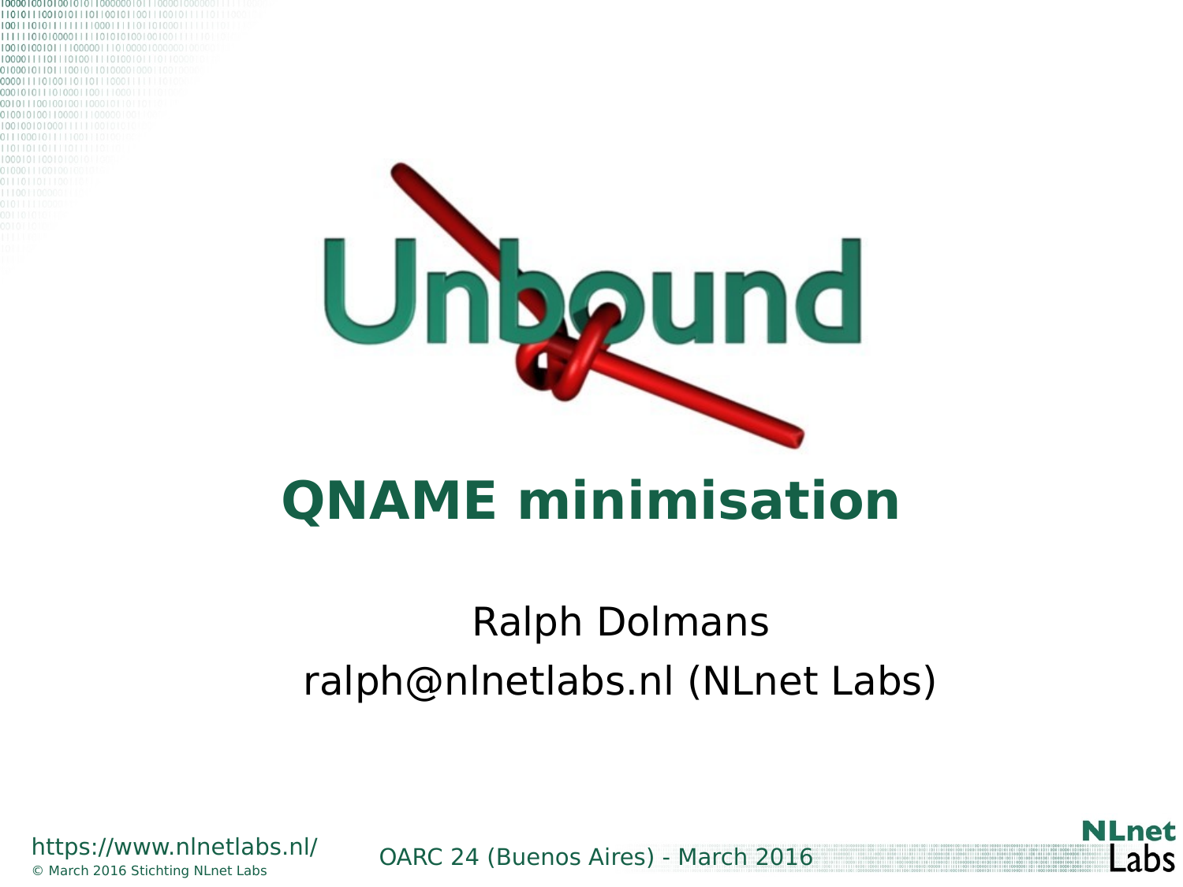# QNAME minimisation

Ralph Dolmans

ralph@nlnetlabs.nl (NLnet Labs)

https://www.nlnetlabs.nl/

© March 2016 Stichting NLnet Labs

OARC 24 (Buenos Aires) - March 2016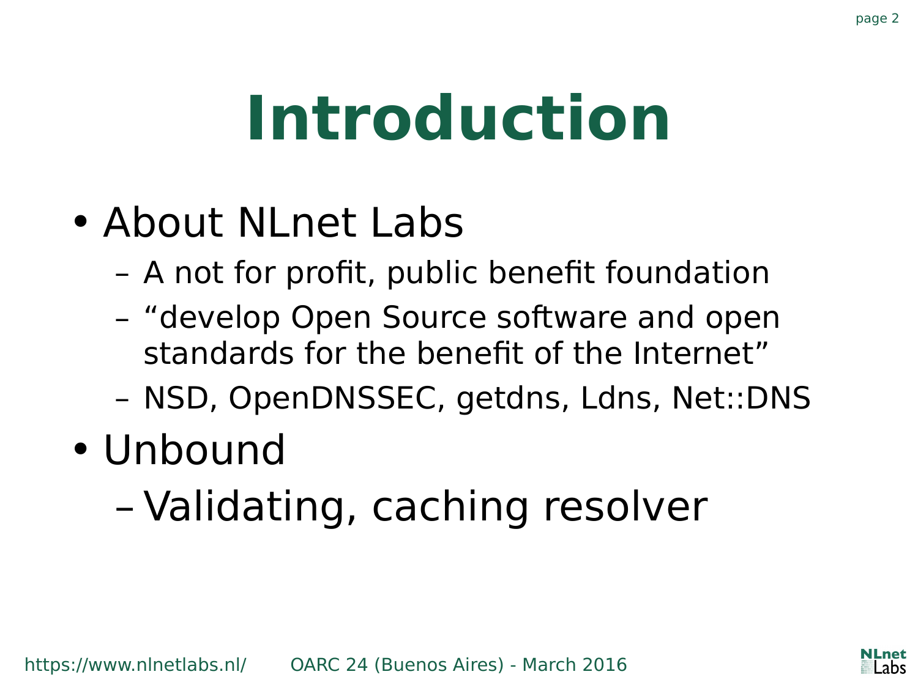# Introduction

- About NLnet Labs
  - A not for profit, public benefit foundation
  - “develop Open Source software and open standards for the benefit of the Internet”
  - NSD, OpenDNSSEC, getdns, Ldns, Net::DNS
- Unbound
  - Validating, caching resolver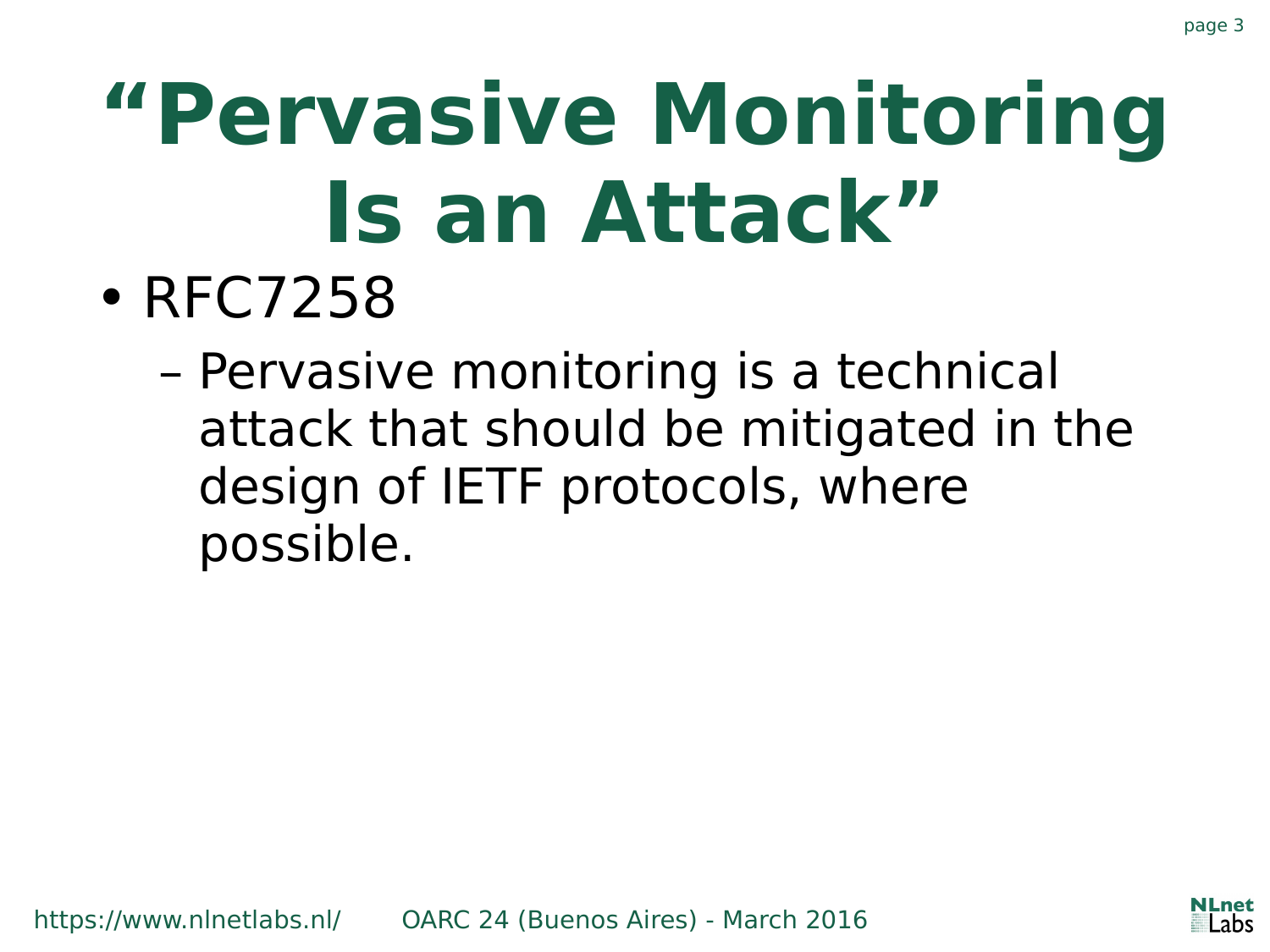# “Pervasive Monitoring Is an Attack”

- RFC7258
  - Pervasive monitoring is a technical attack that should be mitigated in the design of IETF protocols, where possible.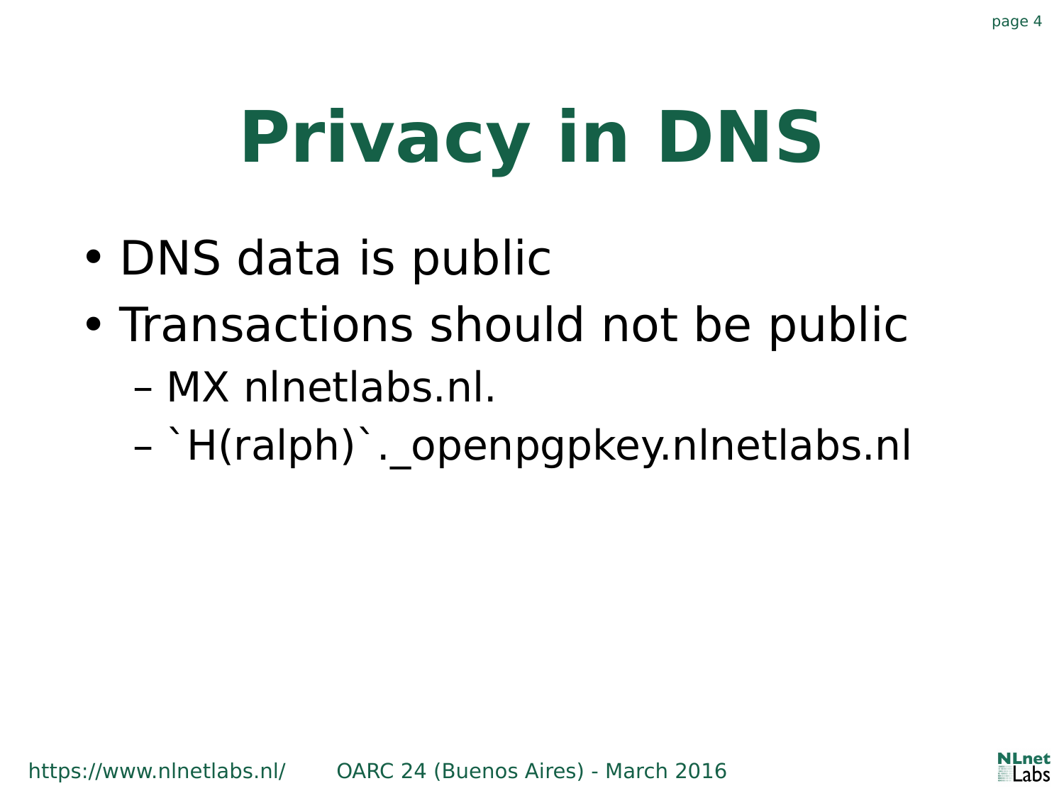# Privacy in DNS

- DNS data is public
- Transactions should not be public
  - MX nlnetlabs.nl.
  - `H(ralph)`._openpgpkey.nlnetlabs.nl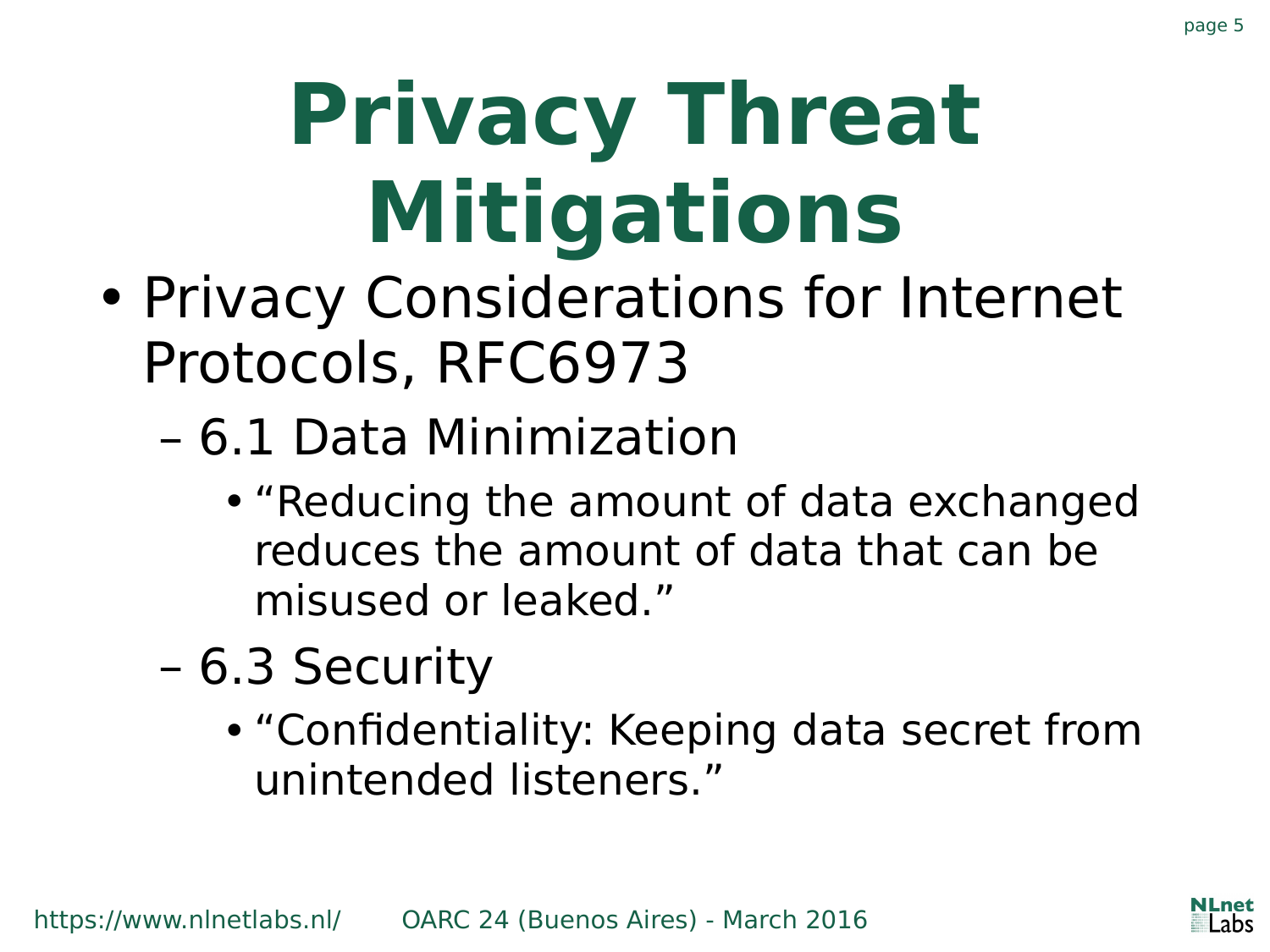# Privacy Threat Mitigations

- Privacy Considerations for Internet Protocols, RFC6973
  - 6.1 Data Minimization
    - "Reducing the amount of data exchanged reduces the amount of data that can be misused or leaked."
  - 6.3 Security
    - "Confidentiality: Keeping data secret from unintended listeners."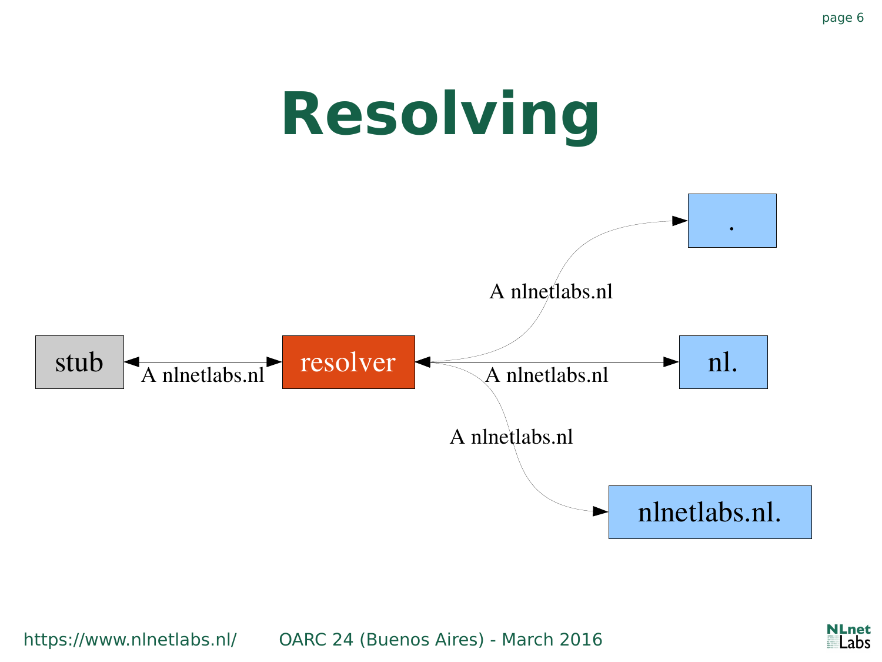# Resolving

stub

A nlnetlabs.nl

resolver

A nlnetlabs.nl

.

A nlnetlabs.nl

nl.

A nlnetlabs.nl

nlnetlabs.nl.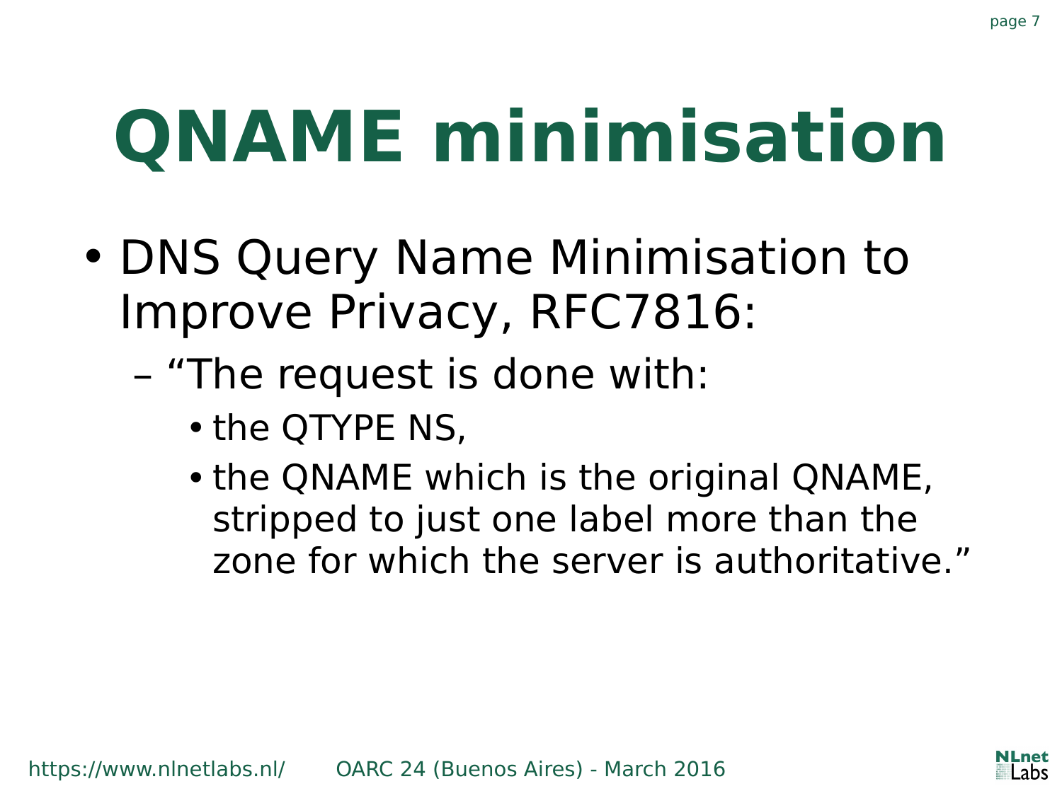# QNAME minimisation

- DNS Query Name Minimisation to Improve Privacy, RFC7816:
  - "The request is done with:
    - the QTYPE NS,
    - the QNAME which is the original QNAME, stripped to just one label more than the zone for which the server is authoritative."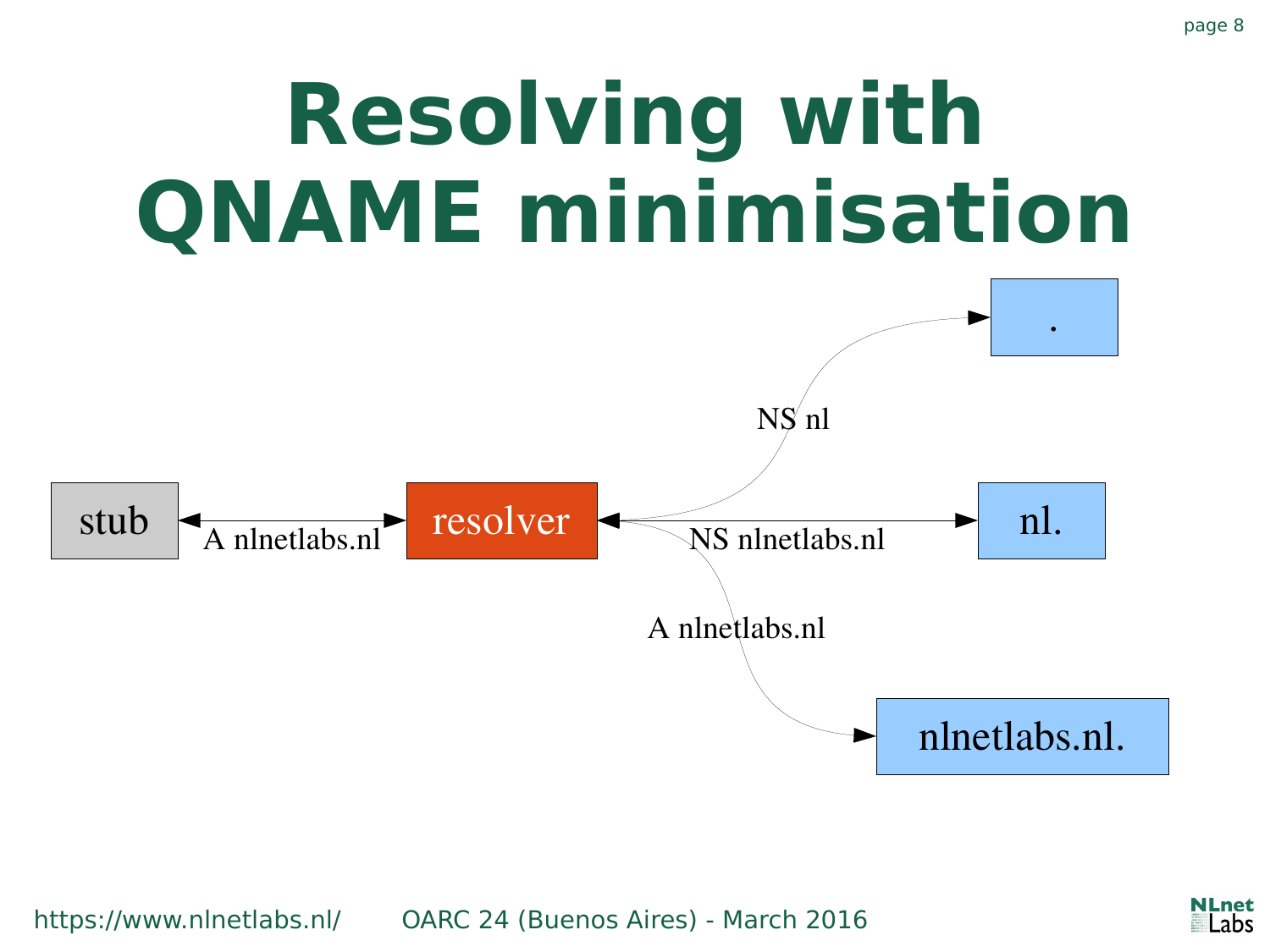# Resolving with QNAME minimisation

stub ↔ resolver: A nlnetlabs.nl

resolver → .: NS nl

resolver → nl.: NS nlnetlabs.nl

resolver → nlnetlabs.nl.: A nlnetlabs.nl

https://www.nlnetlabs.nl/ OARC 24 (Buenos Aires) - March 2016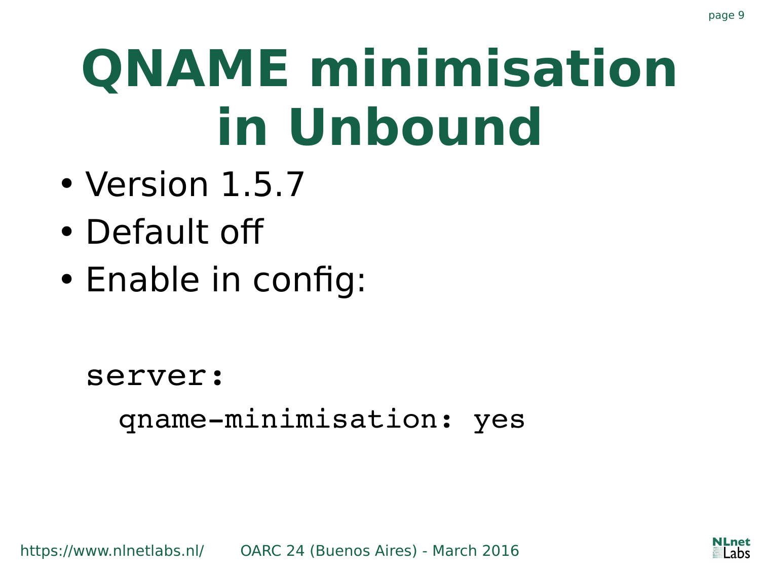# QNAME minimisation in Unbound

- Version 1.5.7
- Default off
- Enable in config:

```
server:
  qname-minimisation: yes
```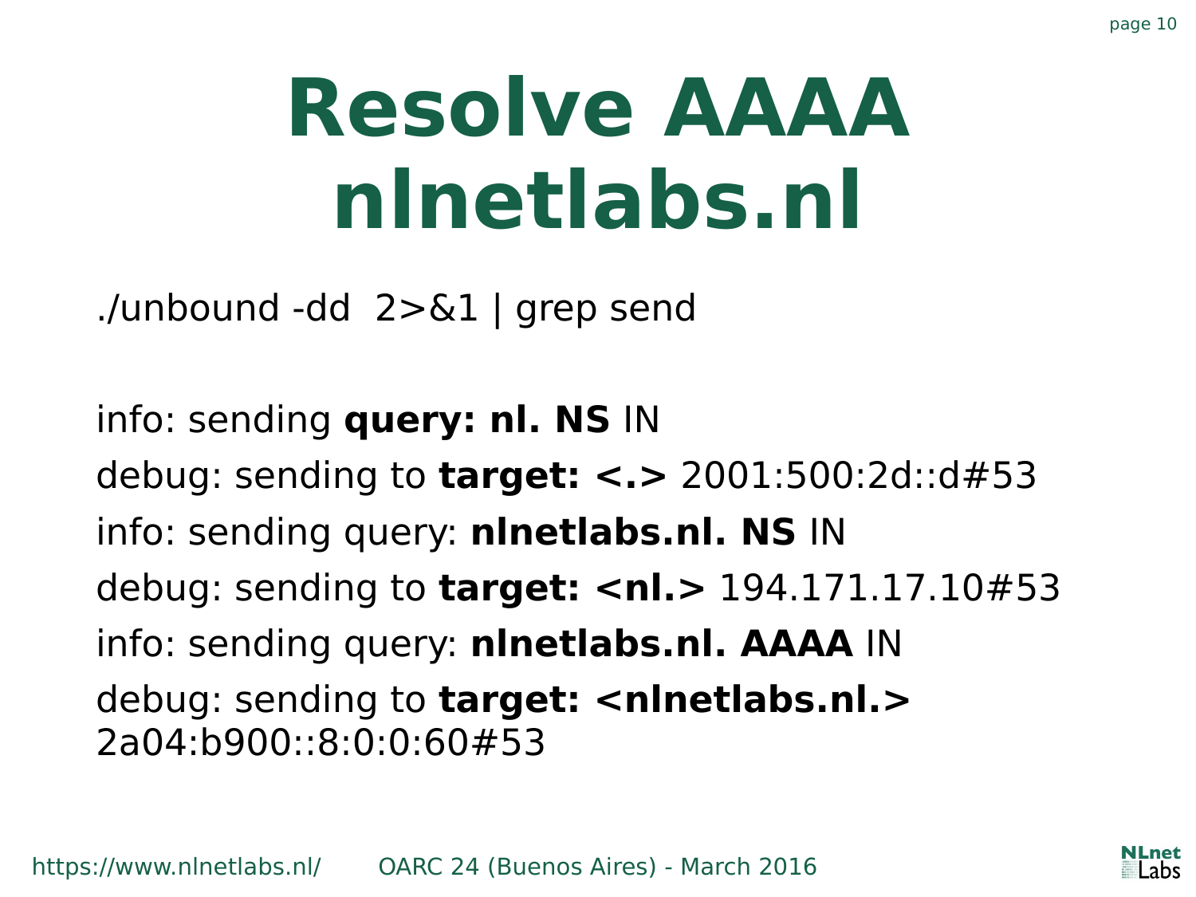# Resolve AAAA nlnetlabs.nl

./unbound -dd  2>&1 | grep send

info: sending **query: nl. NS** IN

debug: sending to **target: <.>** 2001:500:2d::d#53

info: sending query: **nlnetlabs.nl. NS** IN

debug: sending to **target: <nl.>** 194.171.17.10#53

info: sending query: **nlnetlabs.nl. AAAA** IN

debug: sending to **target: <nlnetlabs.nl.>** 2a04:b900::8:0:0:60#53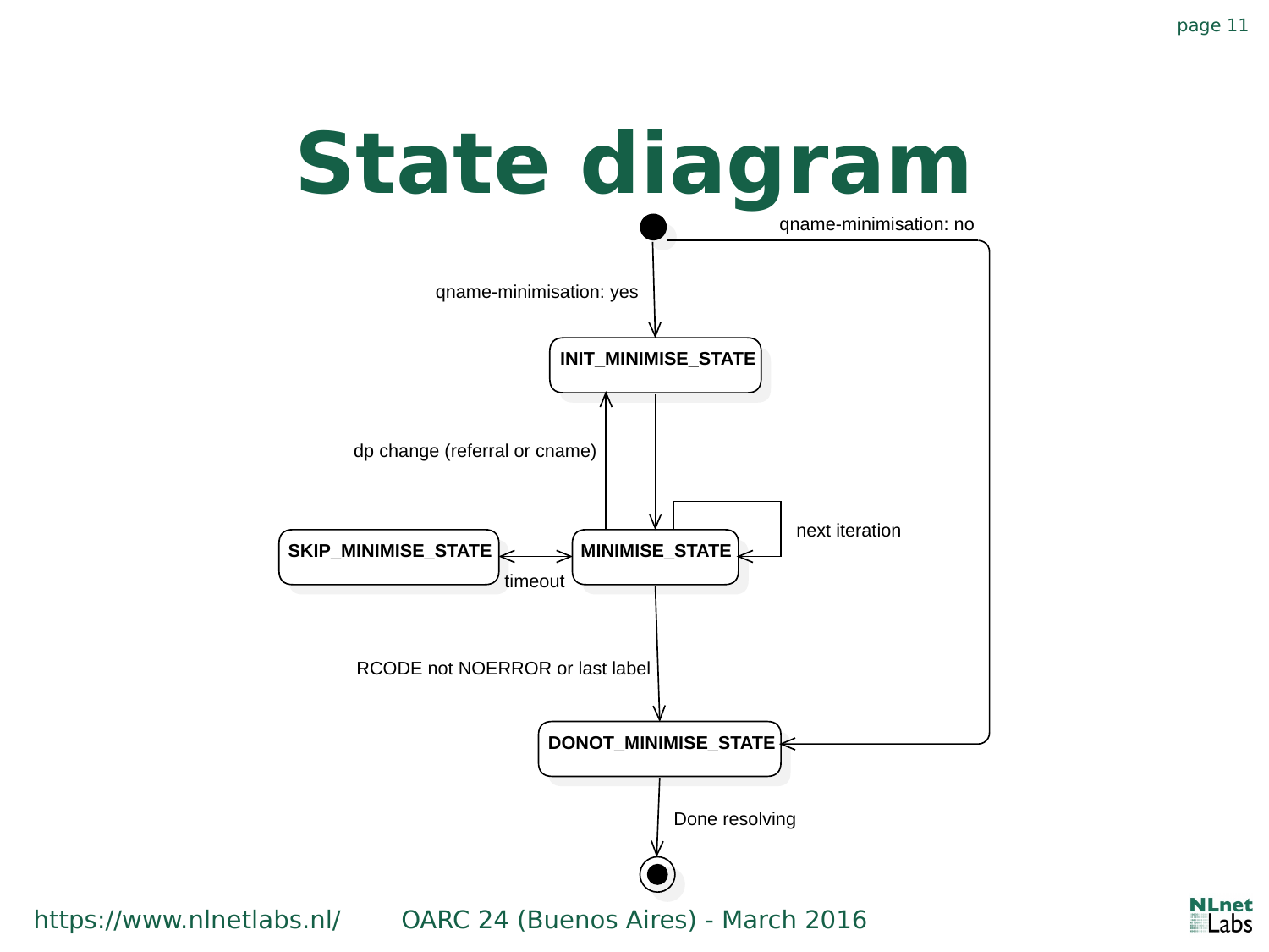# State diagram

qname-minimisation: no

qname-minimisation: yes

INIT_MINIMISE_STATE

dp change (referral or cname)

SKIP_MINIMISE_STATE

timeout

MINIMISE_STATE

next iteration

RCODE not NOERROR or last label

DONOT_MINIMISE_STATE

Done resolving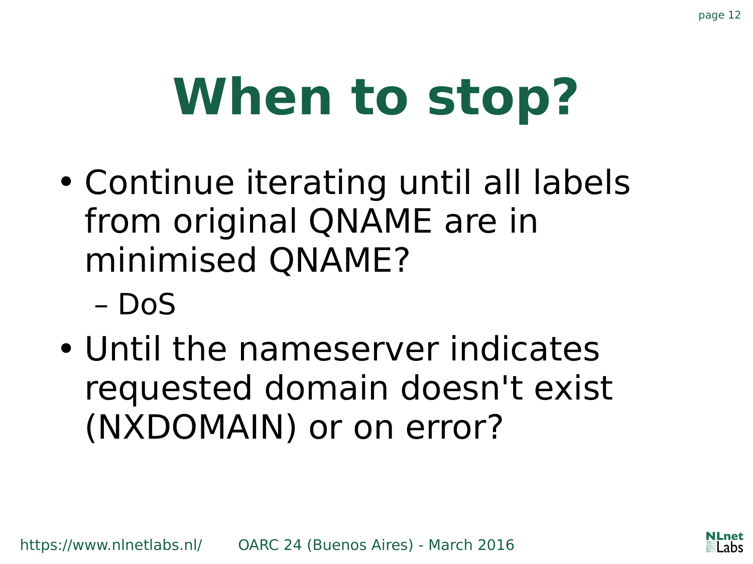# When to stop?

- Continue iterating until all labels from original QNAME are in minimised QNAME?
  - DoS
- Until the nameserver indicates requested domain doesn't exist (NXDOMAIN) or on error?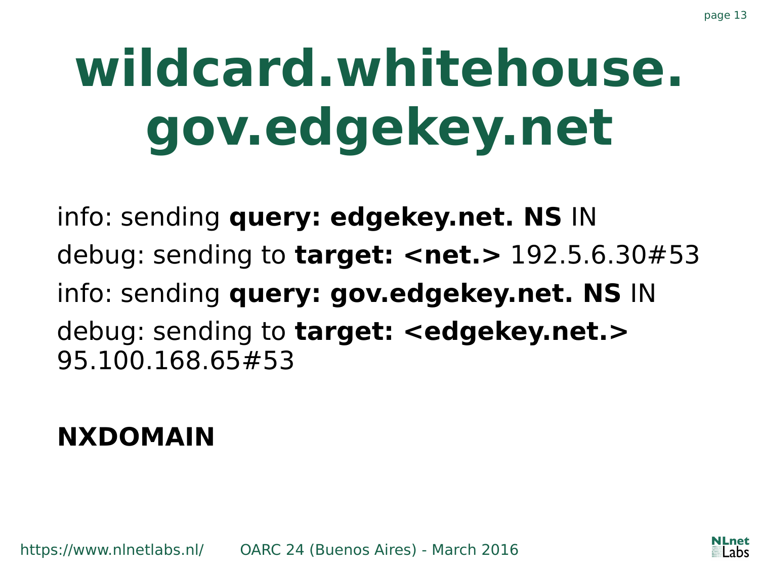# wildcard.whitehouse.gov.edgekey.net

info: sending **query: edgekey.net. NS** IN

debug: sending to **target: <net.>** 192.5.6.30#53

info: sending **query: gov.edgekey.net. NS** IN

debug: sending to **target: <edgekey.net.>** 95.100.168.65#53

**NXDOMAIN**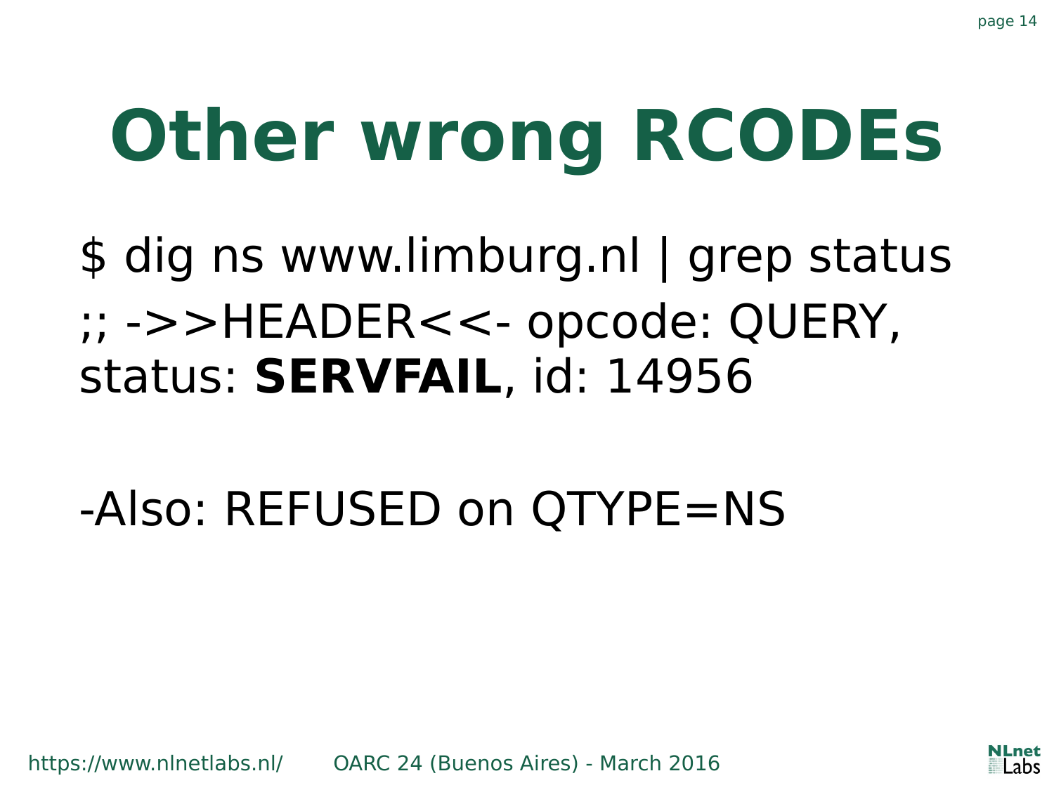# Other wrong RCODEs

$ dig ns www.limburg.nl | grep status

;; ->>HEADER<<- opcode: QUERY, status: **SERVFAIL**, id: 14956

-Also: REFUSED on QTYPE=NS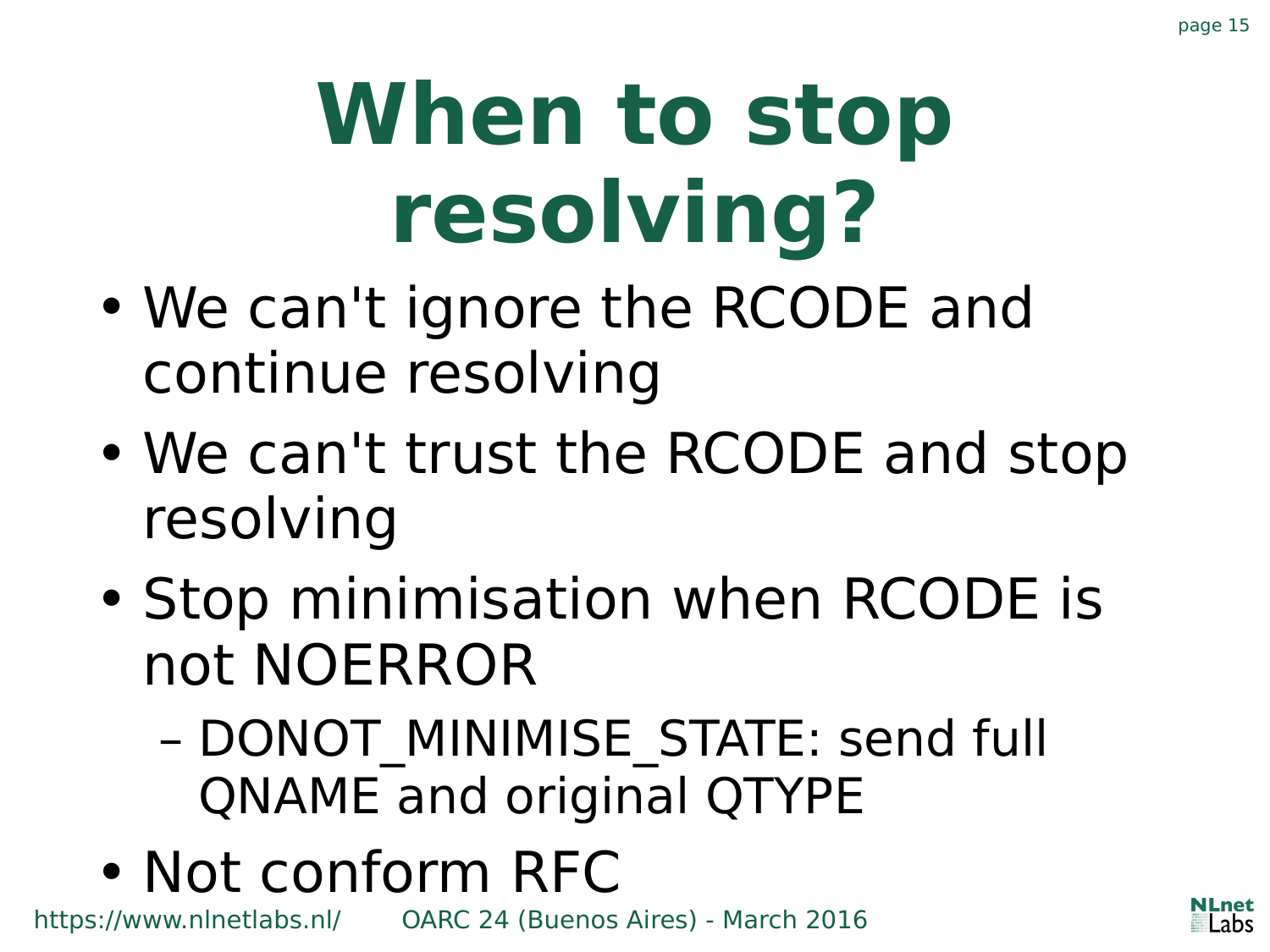# When to stop resolving?

- We can't ignore the RCODE and continue resolving
- We can't trust the RCODE and stop resolving
- Stop minimisation when RCODE is not NOERROR
  - DONOT_MINIMISE_STATE: send full QNAME and original QTYPE
- Not conform RFC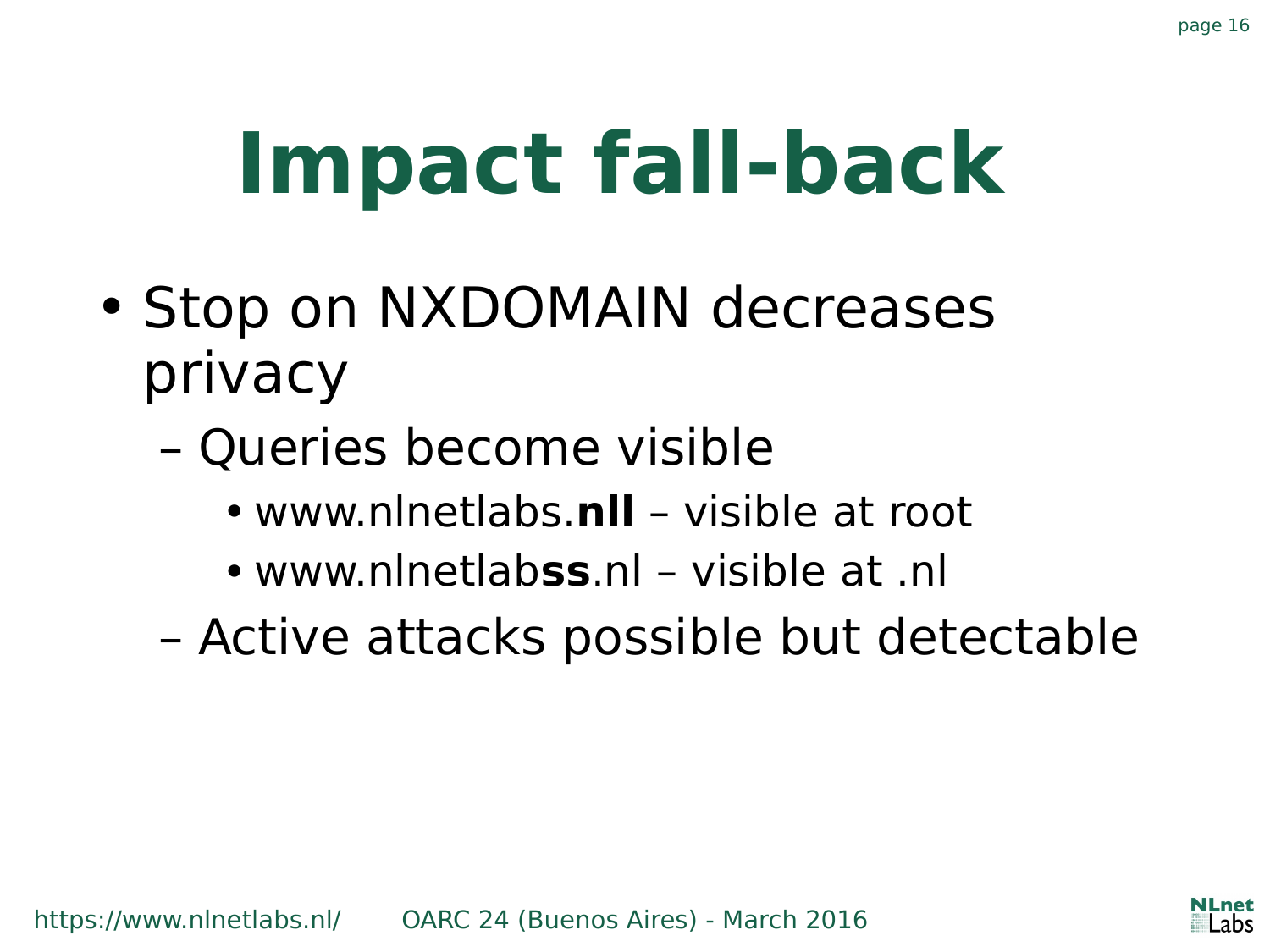# Impact fall-back

- Stop on NXDOMAIN decreases privacy
  - Queries become visible
    - www.nlnetlabs.**nll** – visible at root
    - www.nlnetlab**ss**.nl – visible at .nl
  - Active attacks possible but detectable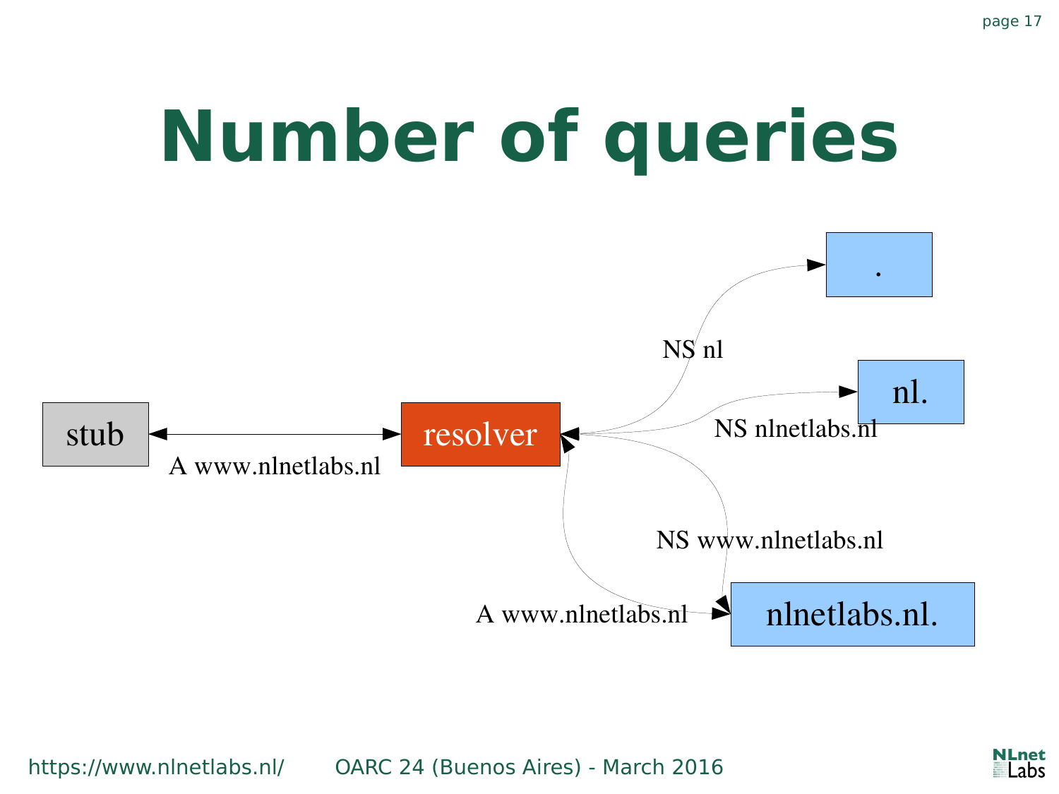# Number of queries

stub ↔ resolver: A www.nlnetlabs.nl

resolver → . : NS nl

resolver → nl. : NS nlnetlabs.nl

resolver → nlnetlabs.nl. : NS www.nlnetlabs.nl

resolver ↔ nlnetlabs.nl. : A www.nlnetlabs.nl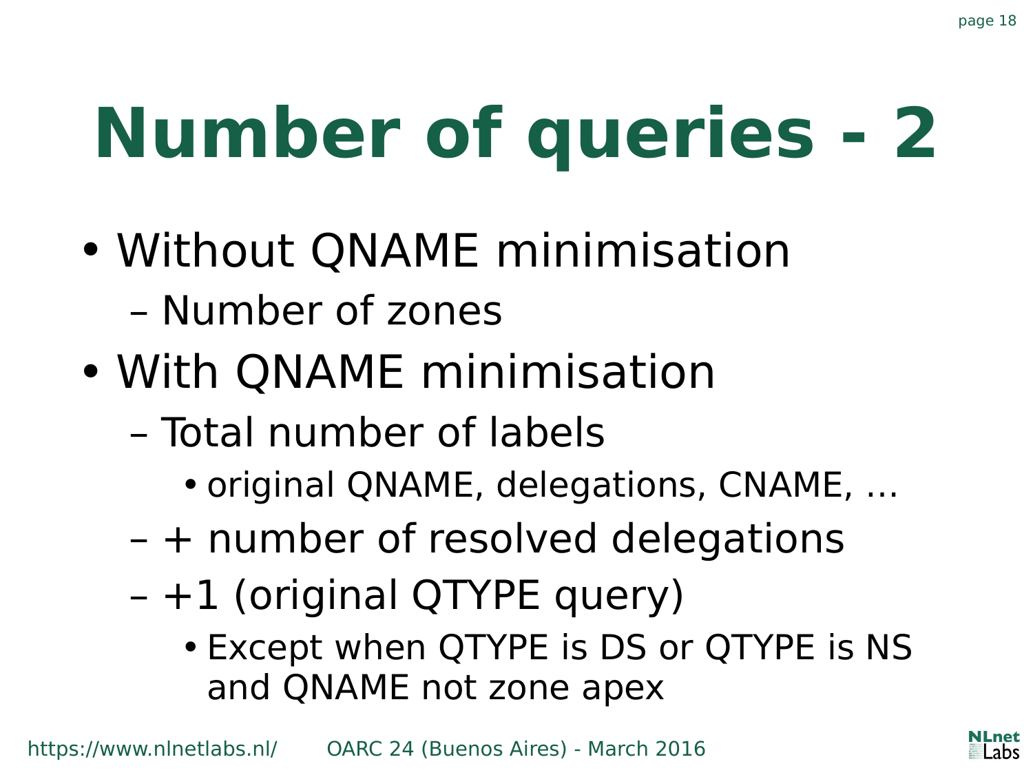# Number of queries - 2

- Without QNAME minimisation
  - Number of zones
- With QNAME minimisation
  - Total number of labels
    - original QNAME, delegations, CNAME, ...
  - + number of resolved delegations
  - +1 (original QTYPE query)
    - Except when QTYPE is DS or QTYPE is NS and QNAME not zone apex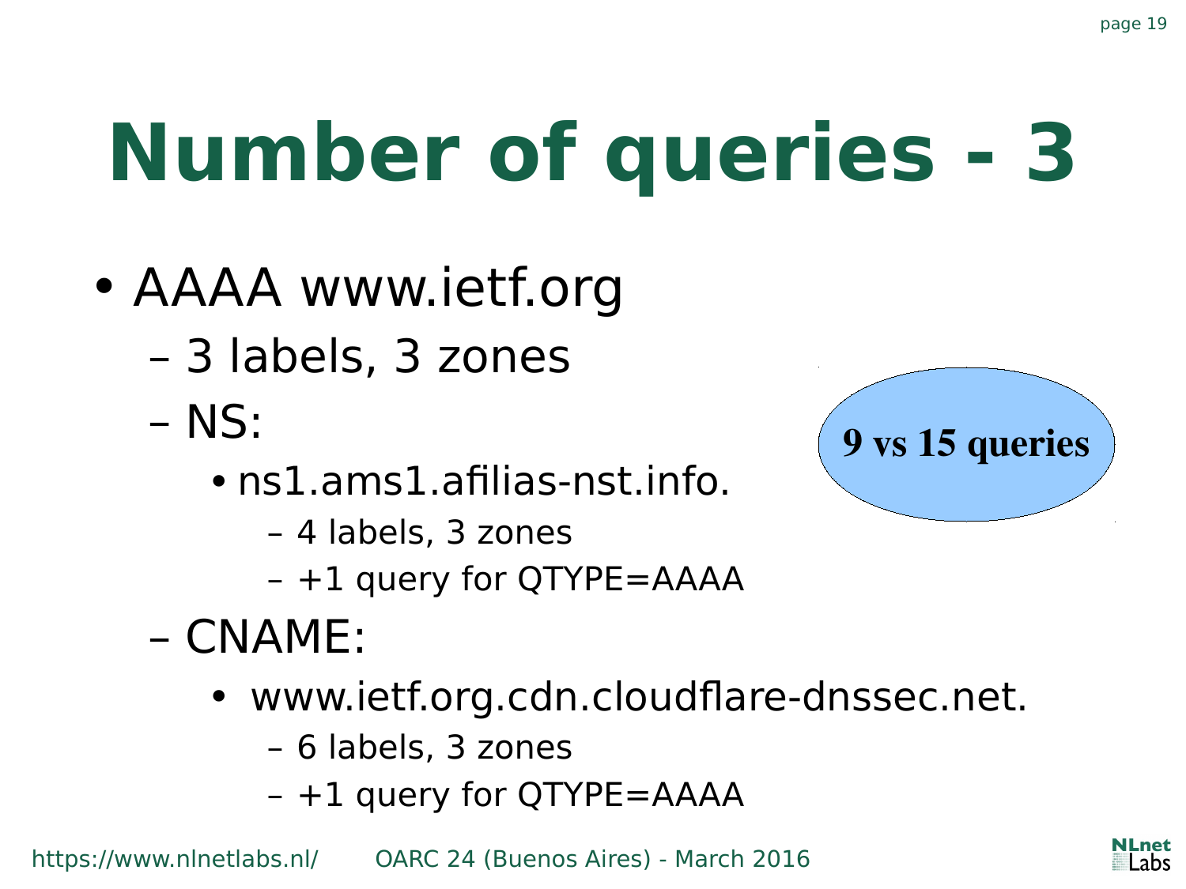# Number of queries - 3

- AAAA www.ietf.org
  - 3 labels, 3 zones
  - NS:
    - ns1.ams1.afilias-nst.info.
      - 4 labels, 3 zones
      - +1 query for QTYPE=AAAA
  - CNAME:
    - www.ietf.org.cdn.cloudflare-dnssec.net.
      - 6 labels, 3 zones
      - +1 query for QTYPE=AAAA

**9 vs 15 queries**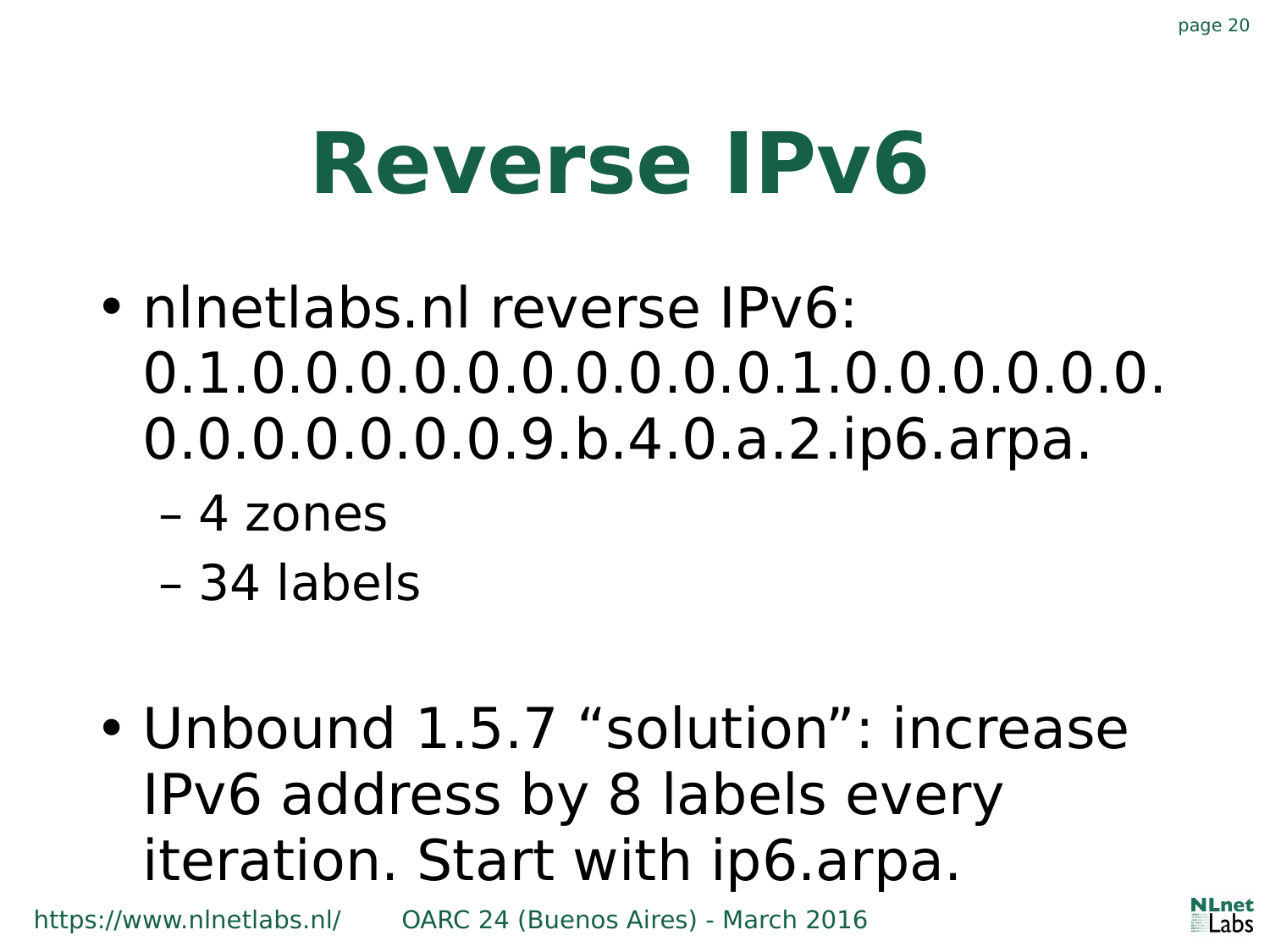# Reverse IPv6

- nlnetlabs.nl reverse IPv6: 0.1.0.0.0.0.0.0.0.0.1.0.0.0.0.0.0.0.0.0.0.0.0.0.9.b.4.0.a.2.ip6.arpa.
  - 4 zones
  - 34 labels

- Unbound 1.5.7 “solution”: increase IPv6 address by 8 labels every iteration. Start with ip6.arpa.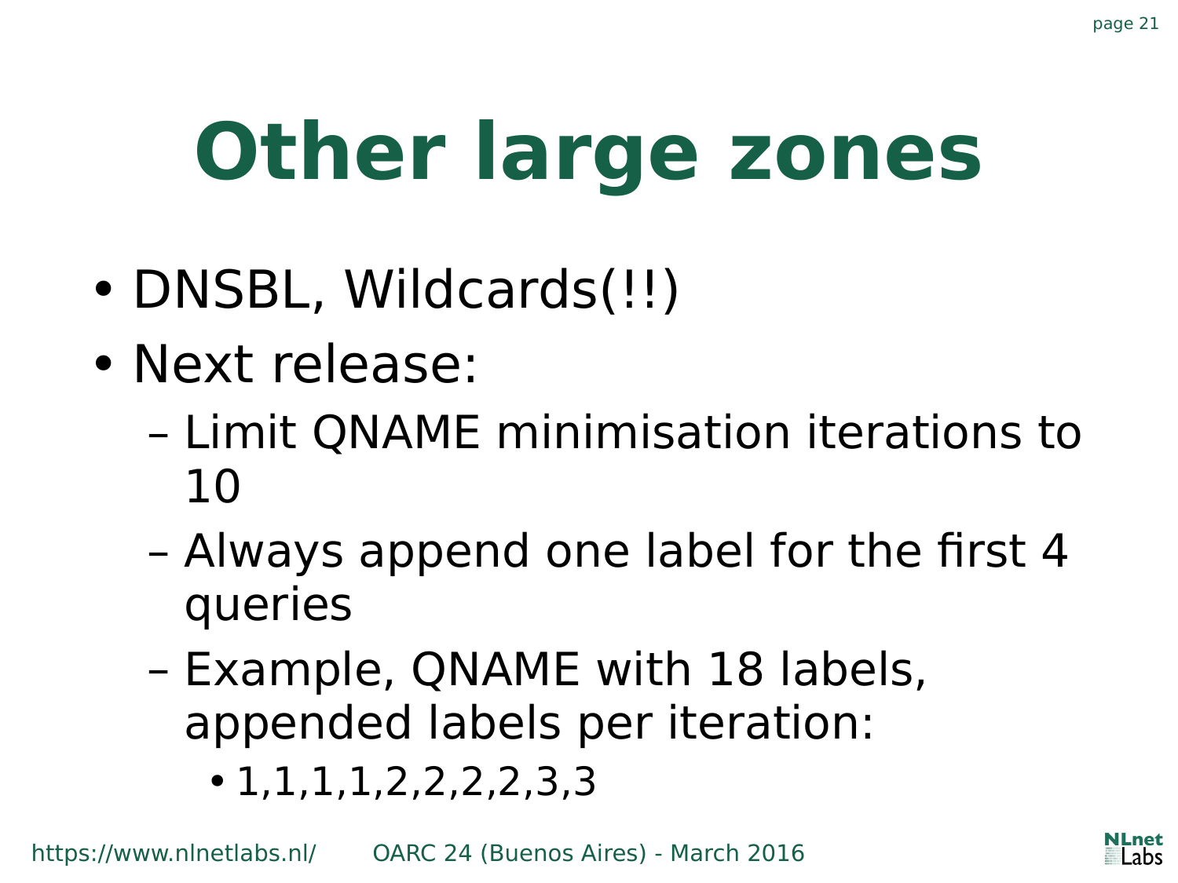# Other large zones

- DNSBL, Wildcards(!!)
- Next release:
  - Limit QNAME minimisation iterations to 10
  - Always append one label for the first 4 queries
  - Example, QNAME with 18 labels, appended labels per iteration:
    - 1,1,1,1,2,2,2,2,3,3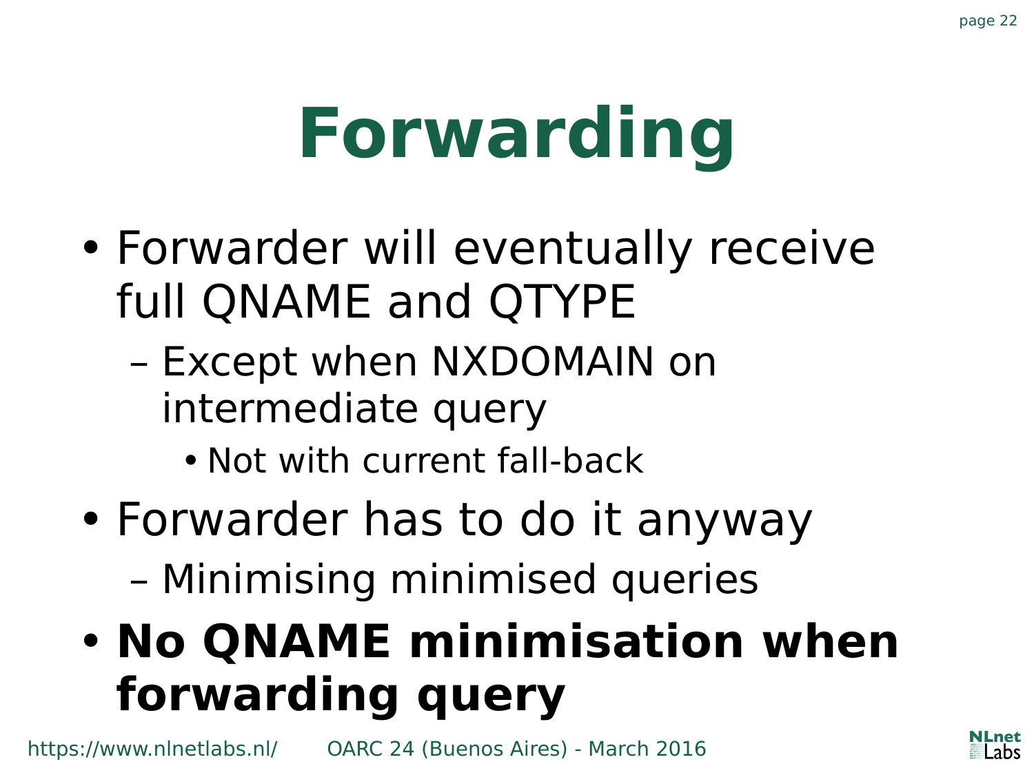# Forwarding

- Forwarder will eventually receive full QNAME and QTYPE
  - Except when NXDOMAIN on intermediate query
    - Not with current fall-back
- Forwarder has to do it anyway
  - Minimising minimised queries
- **No QNAME minimisation when forwarding query**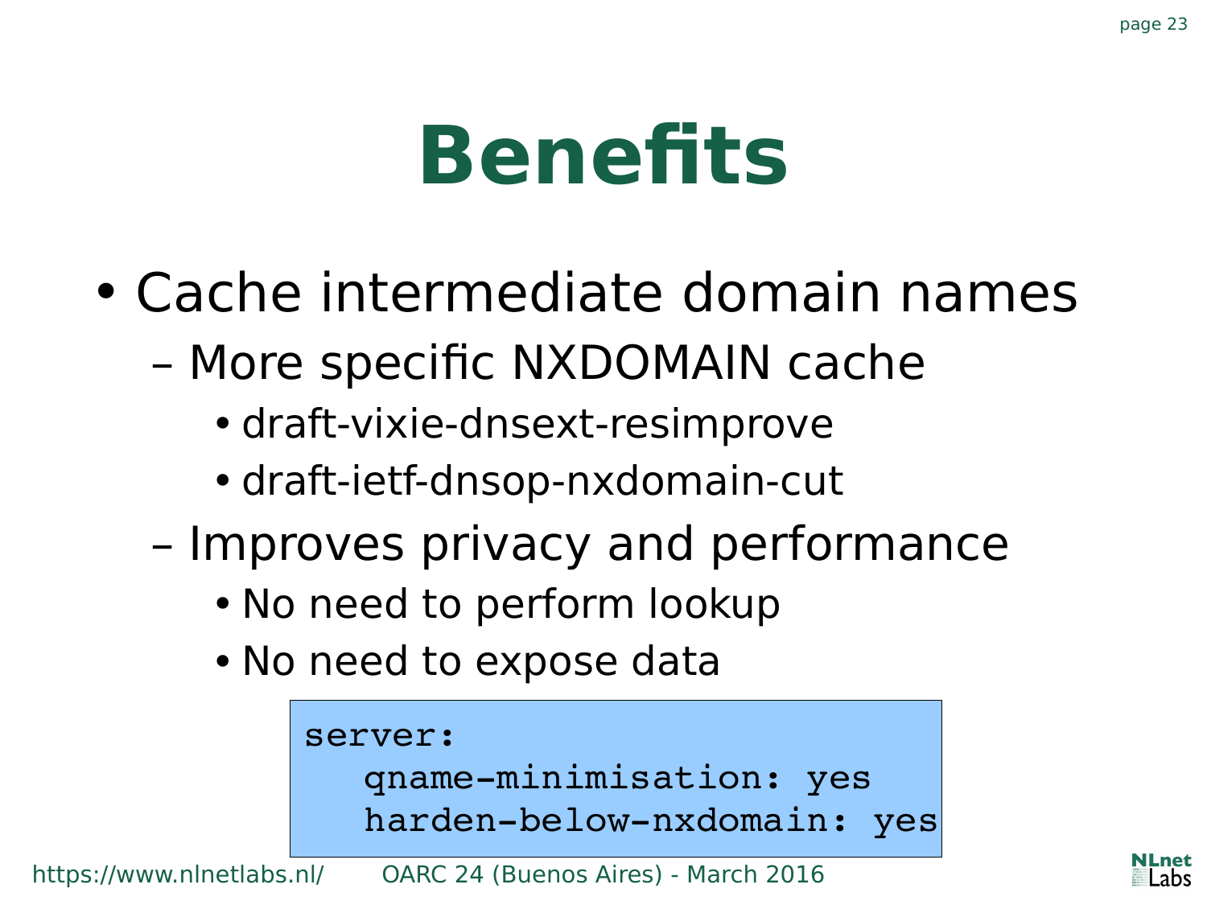# Benefits

- Cache intermediate domain names
  - More specific NXDOMAIN cache
    - draft-vixie-dnsext-resimprove
    - draft-ietf-dnsop-nxdomain-cut
  - Improves privacy and performance
    - No need to perform lookup
    - No need to expose data

```
server:
   qname-minimisation: yes
   harden-below-nxdomain: yes
```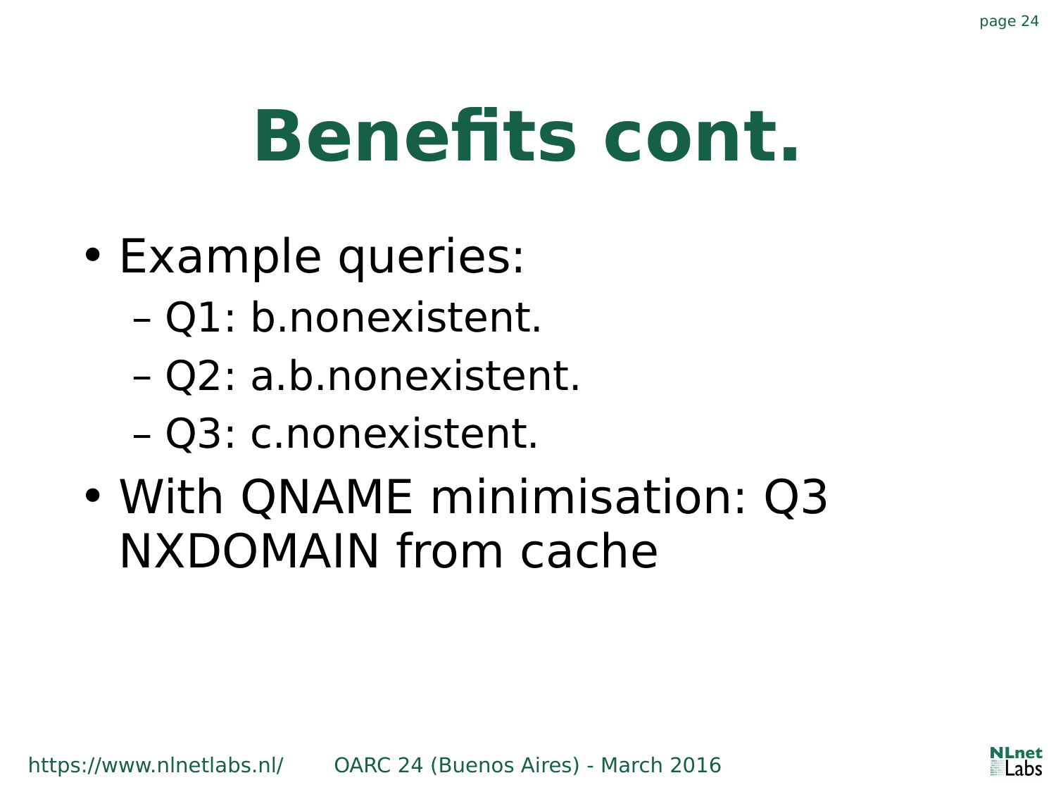# Benefits cont.

- Example queries:
  - Q1: b.nonexistent.
  - Q2: a.b.nonexistent.
  - Q3: c.nonexistent.
- With QNAME minimisation: Q3 NXDOMAIN from cache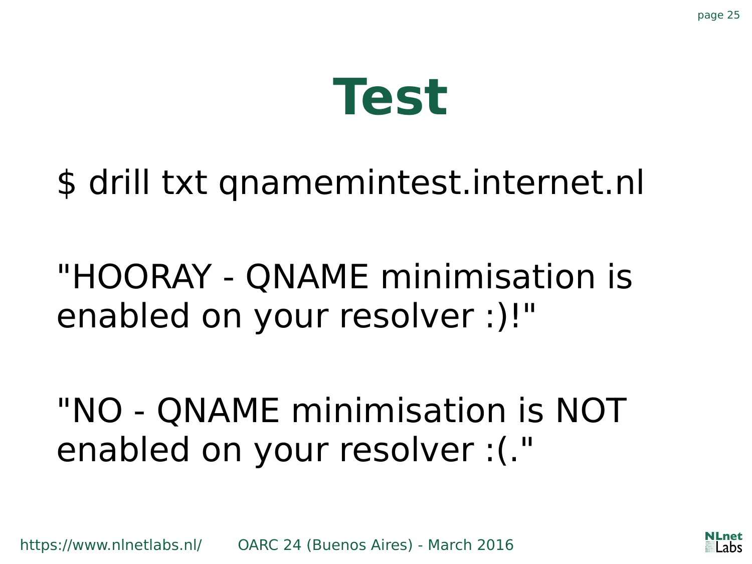# Test

```
$ drill txt qnamemintest.internet.nl
```

"HOORAY - QNAME minimisation is enabled on your resolver :)!"

"NO - QNAME minimisation is NOT enabled on your resolver :(."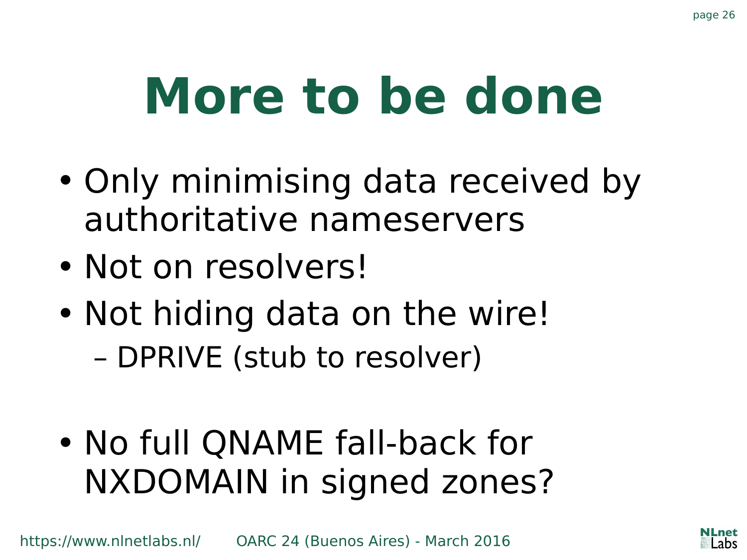# More to be done

- Only minimising data received by authoritative nameservers
- Not on resolvers!
- Not hiding data on the wire!
  - DPRIVE (stub to resolver)

- No full QNAME fall-back for NXDOMAIN in signed zones?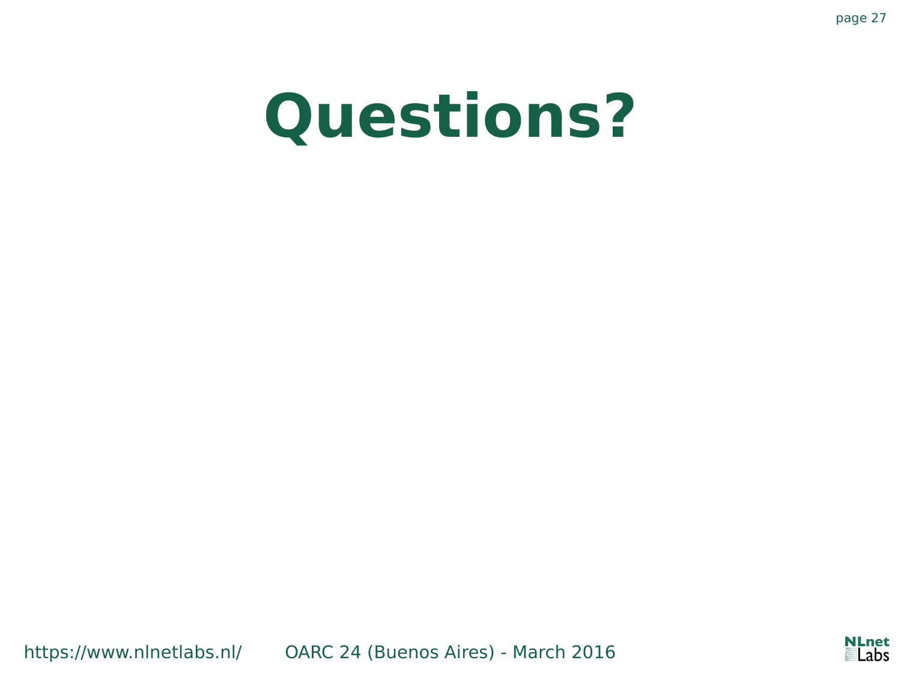# Questions?